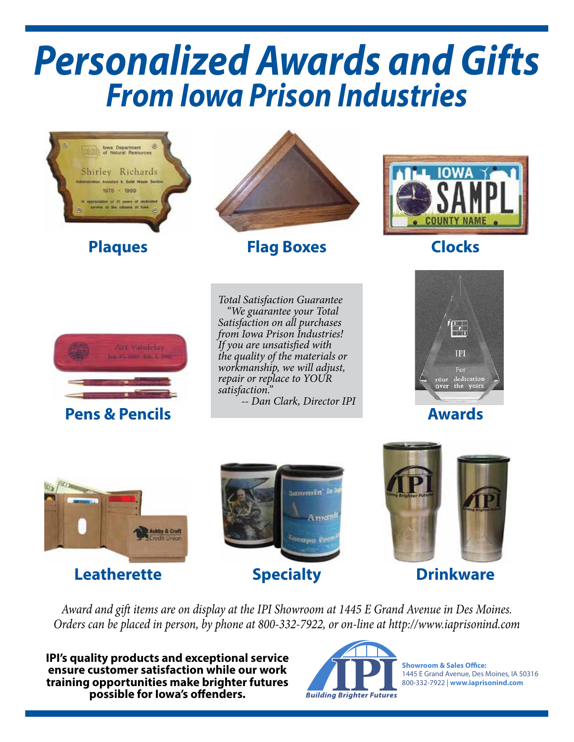# Personalized Awards and Gifts
## From Iowa Prison Industries

**Plaques**

**Flag Boxes**

**Clocks**

**Pens & Pencils**

*Total Satisfaction Guarantee*
*"We guarantee your Total Satisfaction on all purchases from Iowa Prison Industries! If you are unsatisfied with the quality of the materials or workmanship, we will adjust, repair or replace to YOUR satisfaction."*
*-- Dan Clark, Director IPI*

**Awards**

**Leatherette**

**Specialty**

**Drinkware**

*Award and gift items are on display at the IPI Showroom at 1445 E Grand Avenue in Des Moines. Orders can be placed in person, by phone at 800-332-7922, or on-line at http://www.iaprisonind.com*

**IPI's quality products and exceptional service ensure customer satisfaction while our work training opportunities make brighter futures possible for Iowa's offenders.**

IPI — *Building Brighter Futures*

**Showroom & Sales Office:**
1445 E Grand Avenue, Des Moines, IA 50316
800-332-7922 | **www.iaprisonind.com**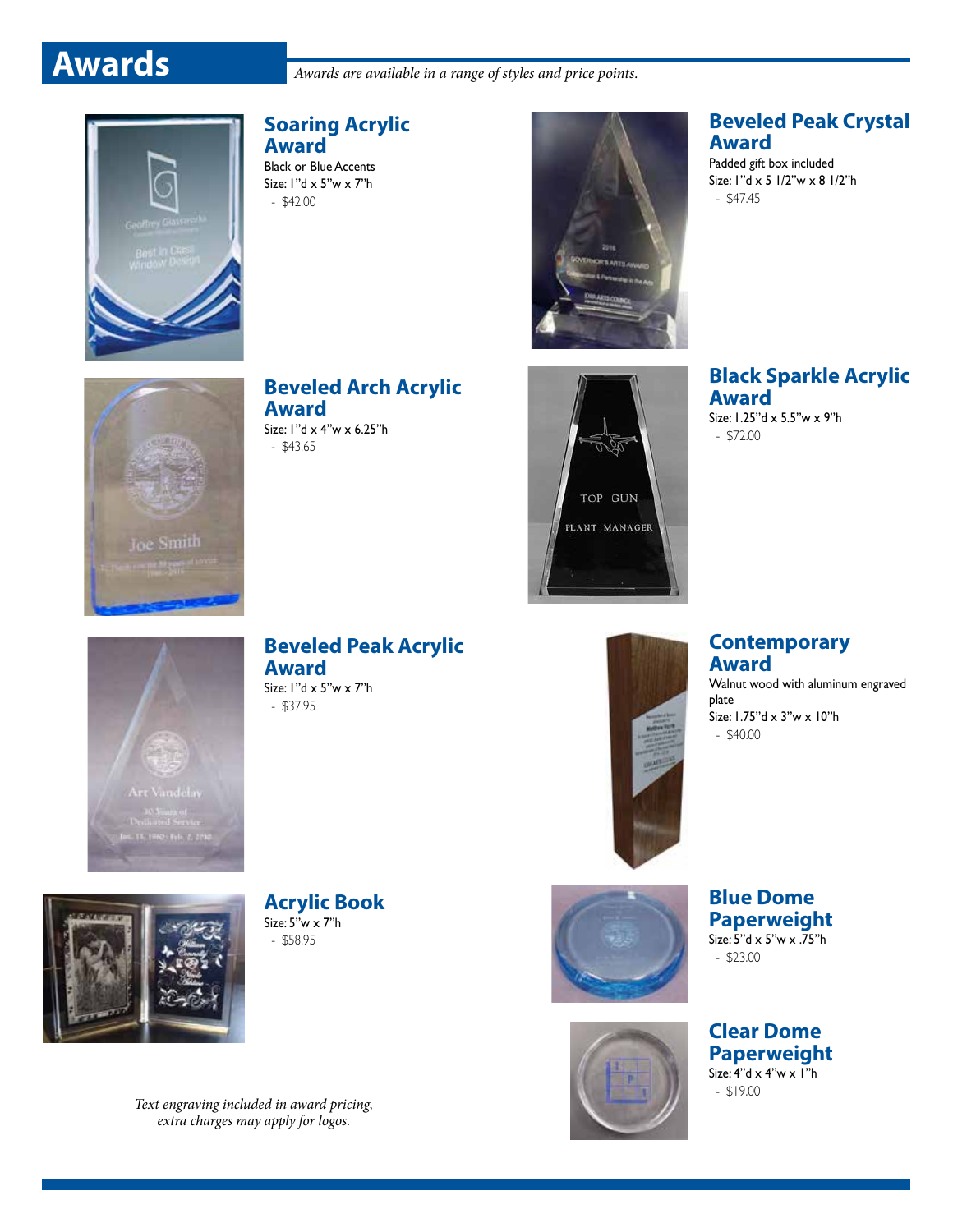# Awards

*Awards are available in a range of styles and price points.*

## Soaring Acrylic Award

Black or Blue Accents
Size: 1"d x 5"w x 7"h
- $42.00

## Beveled Peak Crystal Award

Padded gift box included
Size: 1"d x 5 1/2"w x 8 1/2"h
- $47.45

## Beveled Arch Acrylic Award

Size: 1"d x 4"w x 6.25"h
- $43.65

## Black Sparkle Acrylic Award

Size: 1.25"d x 5.5"w x 9"h
- $72.00

## Beveled Peak Acrylic Award

Size: 1"d x 5"w x 7"h
- $37.95

## Contemporary Award

Walnut wood with aluminum engraved plate
Size: 1.75"d x 3"w x 10"h
- $40.00

## Acrylic Book

Size: 5"w x 7"h
- $58.95

## Blue Dome Paperweight

Size: 5"d x 5"w x .75"h
- $23.00

## Clear Dome Paperweight

Size: 4"d x 4"w x 1"h
- $19.00

*Text engraving included in award pricing, extra charges may apply for logos.*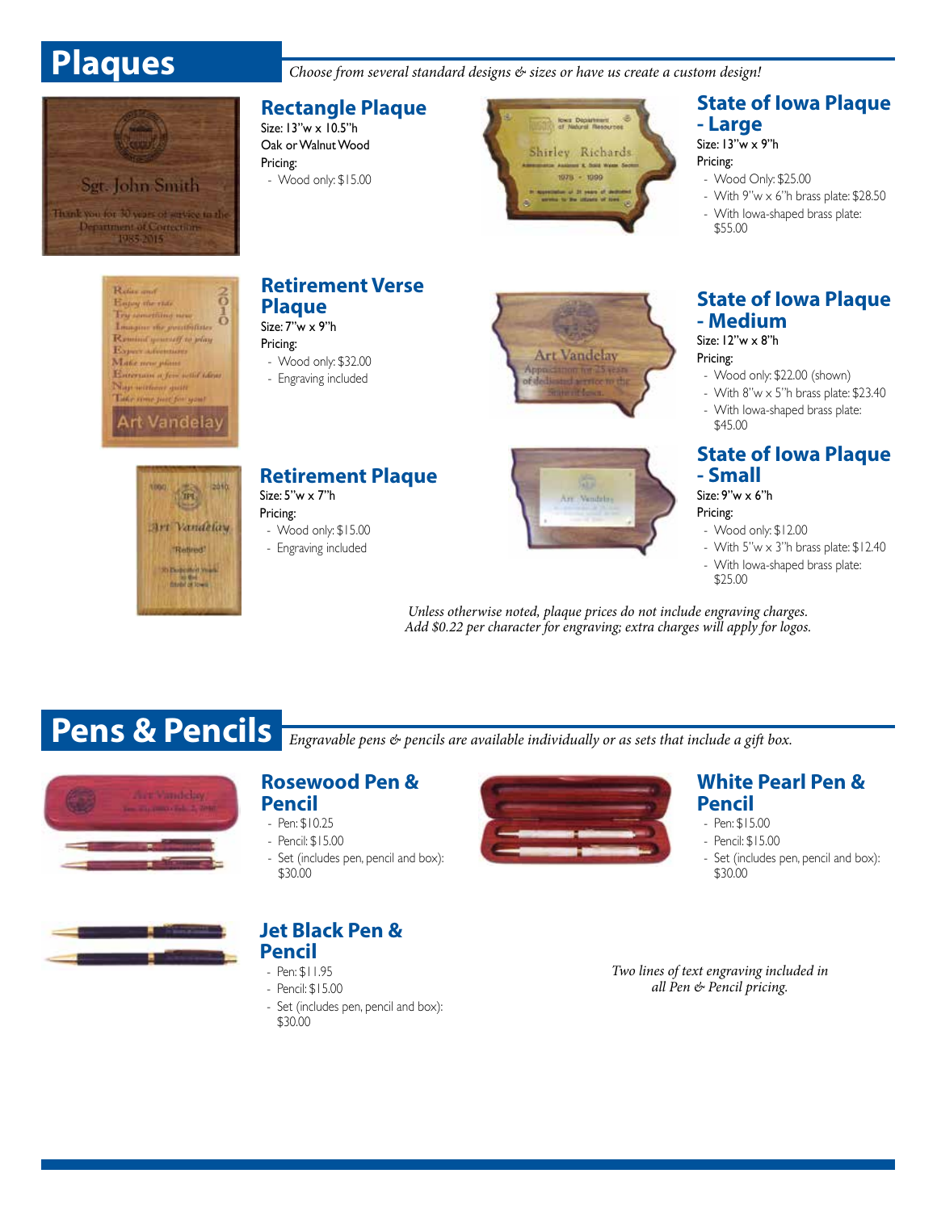# Plaques

*Choose from several standard designs & sizes or have us create a custom design!*

## Rectangle Plaque

Size: 13"w x 10.5"h

Oak or Walnut Wood

Pricing:

- Wood only: $15.00

## State of Iowa Plaque - Large

Size: 13"w x 9"h

Pricing:

- Wood Only: $25.00
- With 9"w x 6"h brass plate: $28.50
- With Iowa-shaped brass plate: $55.00

## Retirement Verse Plaque

Size: 7"w x 9"h

Pricing:

- Wood only: $32.00
- Engraving included

## State of Iowa Plaque - Medium

Size: 12"w x 8"h

Pricing:

- Wood only: $22.00 (shown)
- With 8"w x 5"h brass plate: $23.40
- With Iowa-shaped brass plate: $45.00

## Retirement Plaque

Size: 5"w x 7"h

Pricing:

- Wood only: $15.00
- Engraving included

## State of Iowa Plaque - Small

Size: 9"w x 6"h

Pricing:

- Wood only: $12.00
- With 5"w x 3"h brass plate: $12.40
- With Iowa-shaped brass plate: $25.00

*Unless otherwise noted, plaque prices do not include engraving charges. Add $0.22 per character for engraving; extra charges will apply for logos.*

# Pens & Pencils

*Engravable pens & pencils are available individually or as sets that include a gift box.*

## Rosewood Pen & Pencil

- Pen: $10.25
- Pencil: $15.00
- Set (includes pen, pencil and box): $30.00

## White Pearl Pen & Pencil

- Pen: $15.00
- Pencil: $15.00
- Set (includes pen, pencil and box): $30.00

## Jet Black Pen & Pencil

- Pen: $11.95
- Pencil: $15.00
- Set (includes pen, pencil and box): $30.00

*Two lines of text engraving included in all Pen & Pencil pricing.*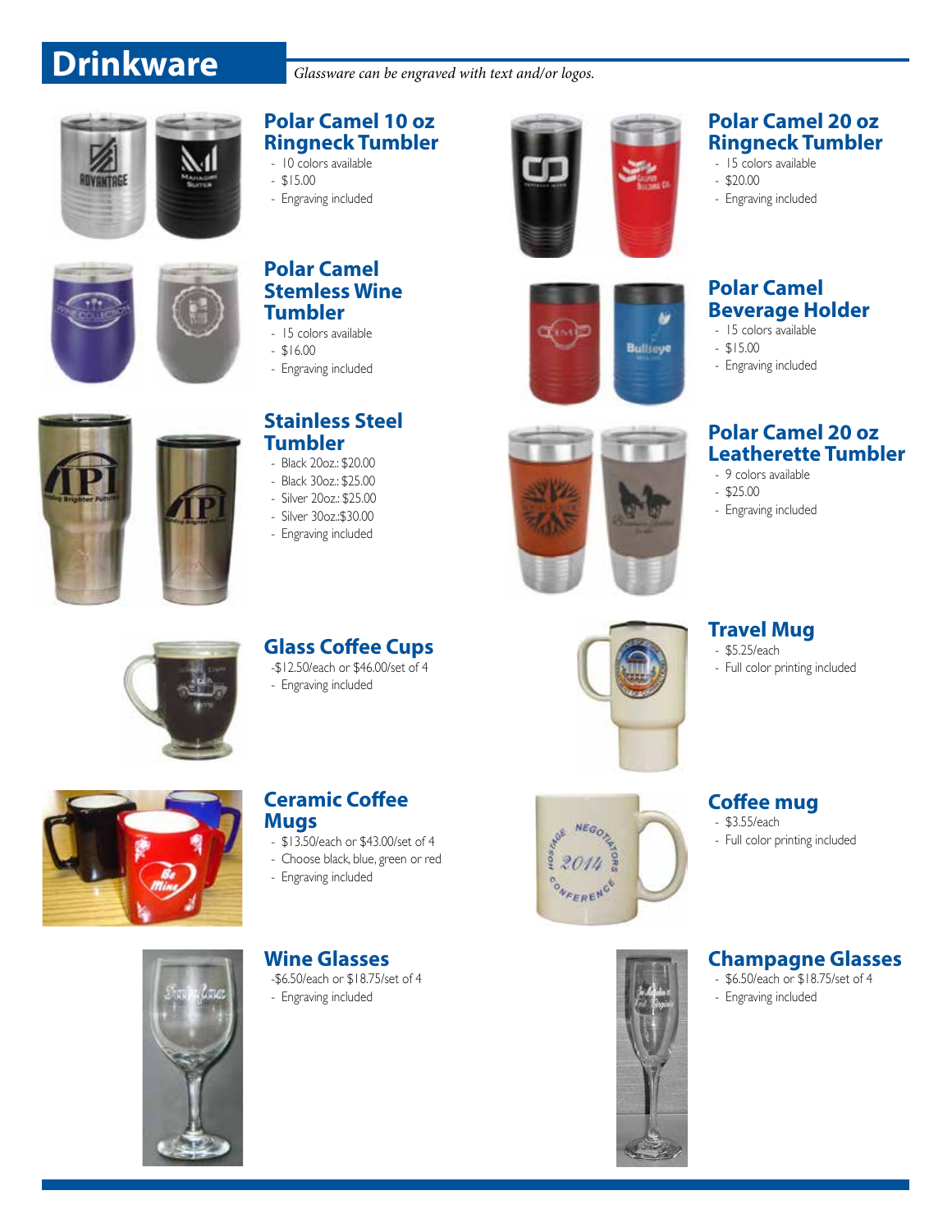# Drinkware

*Glassware can be engraved with text and/or logos.*

## Polar Camel 10 oz Ringneck Tumbler

- 10 colors available
- $15.00
- Engraving included

## Polar Camel Stemless Wine Tumbler

- 15 colors available
- $16.00
- Engraving included

## Stainless Steel Tumbler

- Black 20oz.: $20.00
- Black 30oz.: $25.00
- Silver 20oz.: $25.00
- Silver 30oz.:$30.00
- Engraving included

## Polar Camel 20 oz Ringneck Tumbler

- 15 colors available
- $20.00
- Engraving included

## Polar Camel Beverage Holder

- 15 colors available
- $15.00
- Engraving included

## Polar Camel 20 oz Leatherette Tumbler

- 9 colors available
- $25.00
- Engraving included

## Glass Coffee Cups

-$12.50/each or $46.00/set of 4
- Engraving included

## Travel Mug

- $5.25/each
- Full color printing included

## Ceramic Coffee Mugs

- $13.50/each or $43.00/set of 4
- Choose black, blue, green or red
- Engraving included

## Coffee mug

- $3.55/each
- Full color printing included

## Wine Glasses

-$6.50/each or $18.75/set of 4
- Engraving included

## Champagne Glasses

- $6.50/each or $18.75/set of 4
- Engraving included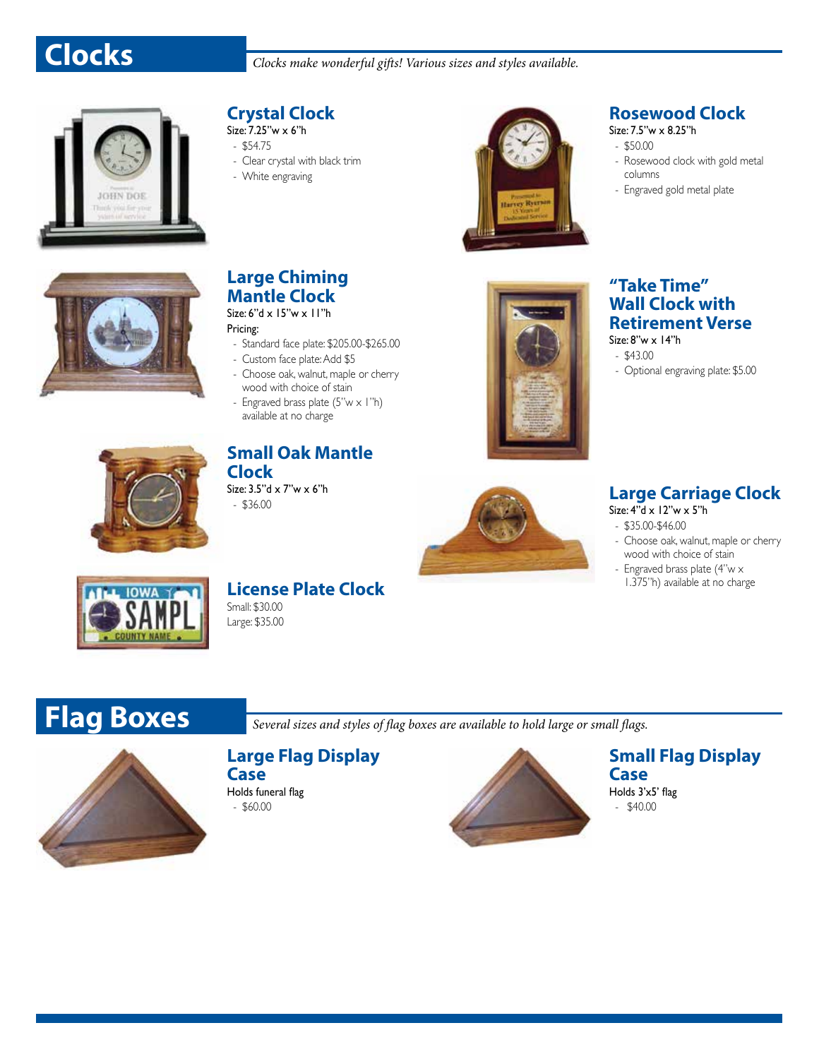# Clocks

*Clocks make wonderful gifts! Various sizes and styles available.*

## Crystal Clock

Size: 7.25"w x 6"h

- $54.75
- Clear crystal with black trim
- White engraving

## Rosewood Clock

Size: 7.5"w x 8.25"h

- $50.00
- Rosewood clock with gold metal columns
- Engraved gold metal plate

## Large Chiming Mantle Clock

Size: 6"d x 15"w x 11"h

Pricing:

- Standard face plate: $205.00-$265.00
- Custom face plate: Add $5
- Choose oak, walnut, maple or cherry wood with choice of stain
- Engraved brass plate (5"w x 1"h) available at no charge

## "Take Time" Wall Clock with Retirement Verse

Size: 8"w x 14"h

- $43.00
- Optional engraving plate: $5.00

## Small Oak Mantle Clock

Size: 3.5"d x 7"w x 6"h

- $36.00

## Large Carriage Clock

Size: 4"d x 12"w x 5"h

- $35.00-$46.00
- Choose oak, walnut, maple or cherry wood with choice of stain
- Engraved brass plate (4"w x 1.375"h) available at no charge

## License Plate Clock

Small: $30.00

Large: $35.00

# Flag Boxes

*Several sizes and styles of flag boxes are available to hold large or small flags.*

## Large Flag Display Case

Holds funeral flag

- $60.00

## Small Flag Display Case

Holds 3'x5' flag

- $40.00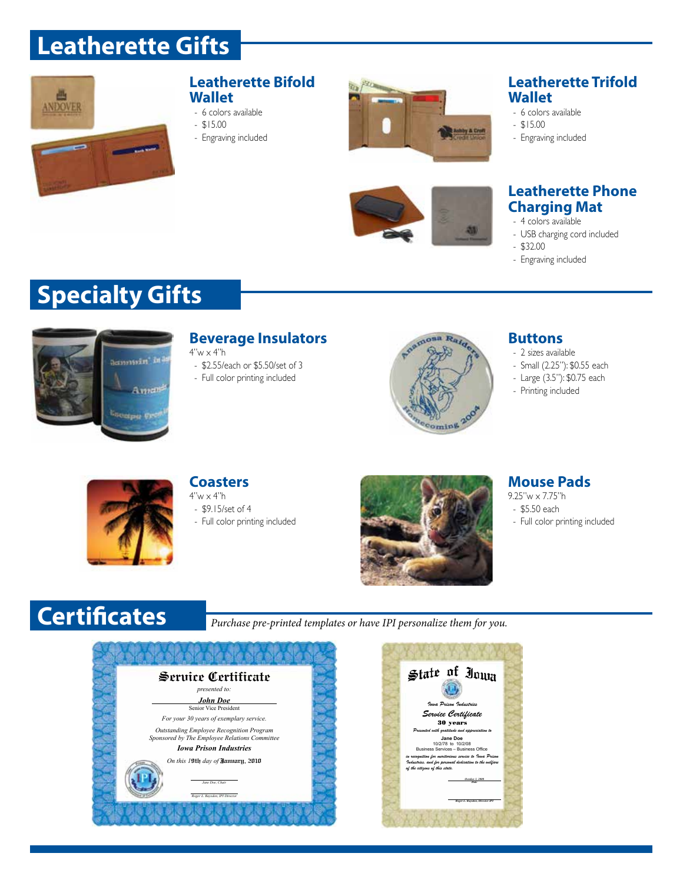# Leatherette Gifts

### Leatherette Bifold Wallet

- 6 colors available
- $15.00
- Engraving included

### Leatherette Trifold Wallet

- 6 colors available
- $15.00
- Engraving included

### Leatherette Phone Charging Mat

- 4 colors available
- USB charging cord included
- $32.00
- Engraving included

# Specialty Gifts

### Beverage Insulators

4"w x 4"h

- $2.55/each or $5.50/set of 3
- Full color printing included

### Buttons

- 2 sizes available
- Small (2.25"): $0.55 each
- Large (3.5"): $0.75 each
- Printing included

### Coasters

4"w x 4"h

- $9.15/set of 4
- Full color printing included

### Mouse Pads

9.25"w x 7.75"h

- $5.50 each
- Full color printing included

# Certificates

*Purchase pre-printed templates or have IPI personalize them for you.*